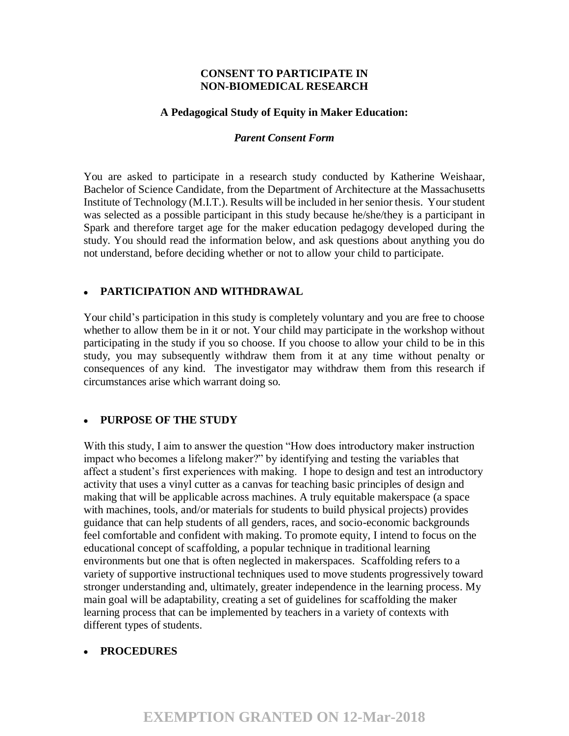**CONSENT TO PARTICIPATE IN NON-BIOMEDICAL RESEARCH**

**A Pedagogical Study of Equity in Maker Education:**

***Parent Consent Form***

You are asked to participate in a research study conducted by Katherine Weishaar, Bachelor of Science Candidate, from the Department of Architecture at the Massachusetts Institute of Technology (M.I.T.). Results will be included in her senior thesis. Your student was selected as a possible participant in this study because he/she/they is a participant in Spark and therefore target age for the maker education pedagogy developed during the study. You should read the information below, and ask questions about anything you do not understand, before deciding whether or not to allow your child to participate.

- **PARTICIPATION AND WITHDRAWAL**

Your child's participation in this study is completely voluntary and you are free to choose whether to allow them be in it or not. Your child may participate in the workshop without participating in the study if you so choose. If you choose to allow your child to be in this study, you may subsequently withdraw them from it at any time without penalty or consequences of any kind. The investigator may withdraw them from this research if circumstances arise which warrant doing so.

- **PURPOSE OF THE STUDY**

With this study, I aim to answer the question "How does introductory maker instruction impact who becomes a lifelong maker?" by identifying and testing the variables that affect a student's first experiences with making. I hope to design and test an introductory activity that uses a vinyl cutter as a canvas for teaching basic principles of design and making that will be applicable across machines. A truly equitable makerspace (a space with machines, tools, and/or materials for students to build physical projects) provides guidance that can help students of all genders, races, and socio-economic backgrounds feel comfortable and confident with making. To promote equity, I intend to focus on the educational concept of scaffolding, a popular technique in traditional learning environments but one that is often neglected in makerspaces. Scaffolding refers to a variety of supportive instructional techniques used to move students progressively toward stronger understanding and, ultimately, greater independence in the learning process. My main goal will be adaptability, creating a set of guidelines for scaffolding the maker learning process that can be implemented by teachers in a variety of contexts with different types of students.

- **PROCEDURES**

EXEMPTION GRANTED ON 12-Mar-2018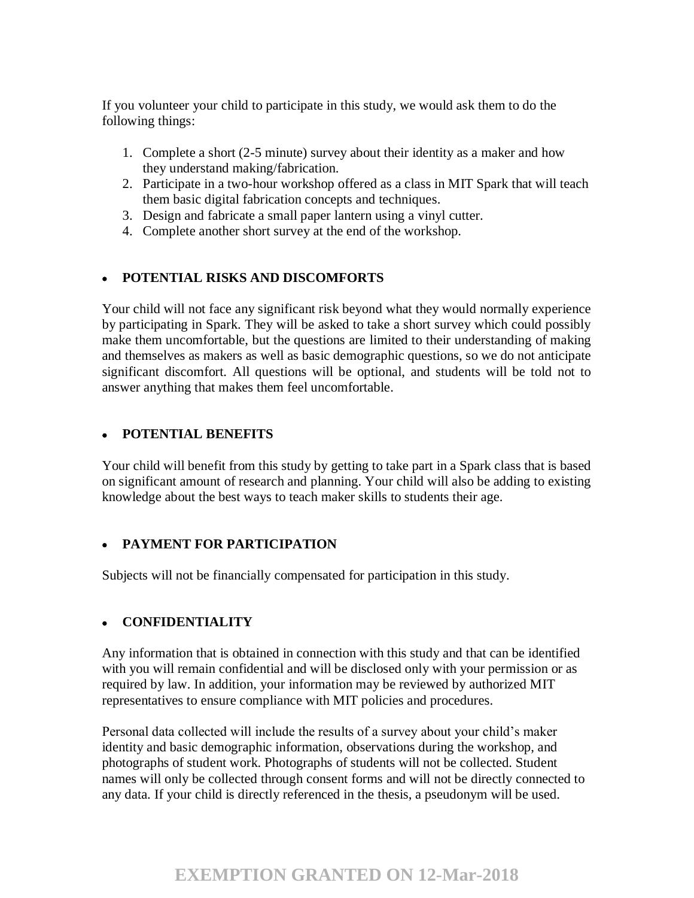If you volunteer your child to participate in this study, we would ask them to do the following things:

1. Complete a short (2-5 minute) survey about their identity as a maker and how they understand making/fabrication.
2. Participate in a two-hour workshop offered as a class in MIT Spark that will teach them basic digital fabrication concepts and techniques.
3. Design and fabricate a small paper lantern using a vinyl cutter.
4. Complete another short survey at the end of the workshop.

- **POTENTIAL RISKS AND DISCOMFORTS**

Your child will not face any significant risk beyond what they would normally experience by participating in Spark. They will be asked to take a short survey which could possibly make them uncomfortable, but the questions are limited to their understanding of making and themselves as makers as well as basic demographic questions, so we do not anticipate significant discomfort. All questions will be optional, and students will be told not to answer anything that makes them feel uncomfortable.

- **POTENTIAL BENEFITS**

Your child will benefit from this study by getting to take part in a Spark class that is based on significant amount of research and planning. Your child will also be adding to existing knowledge about the best ways to teach maker skills to students their age.

- **PAYMENT FOR PARTICIPATION**

Subjects will not be financially compensated for participation in this study.

- **CONFIDENTIALITY**

Any information that is obtained in connection with this study and that can be identified with you will remain confidential and will be disclosed only with your permission or as required by law. In addition, your information may be reviewed by authorized MIT representatives to ensure compliance with MIT policies and procedures.

Personal data collected will include the results of a survey about your child's maker identity and basic demographic information, observations during the workshop, and photographs of student work. Photographs of students will not be collected. Student names will only be collected through consent forms and will not be directly connected to any data. If your child is directly referenced in the thesis, a pseudonym will be used.

**EXEMPTION GRANTED ON 12-Mar-2018**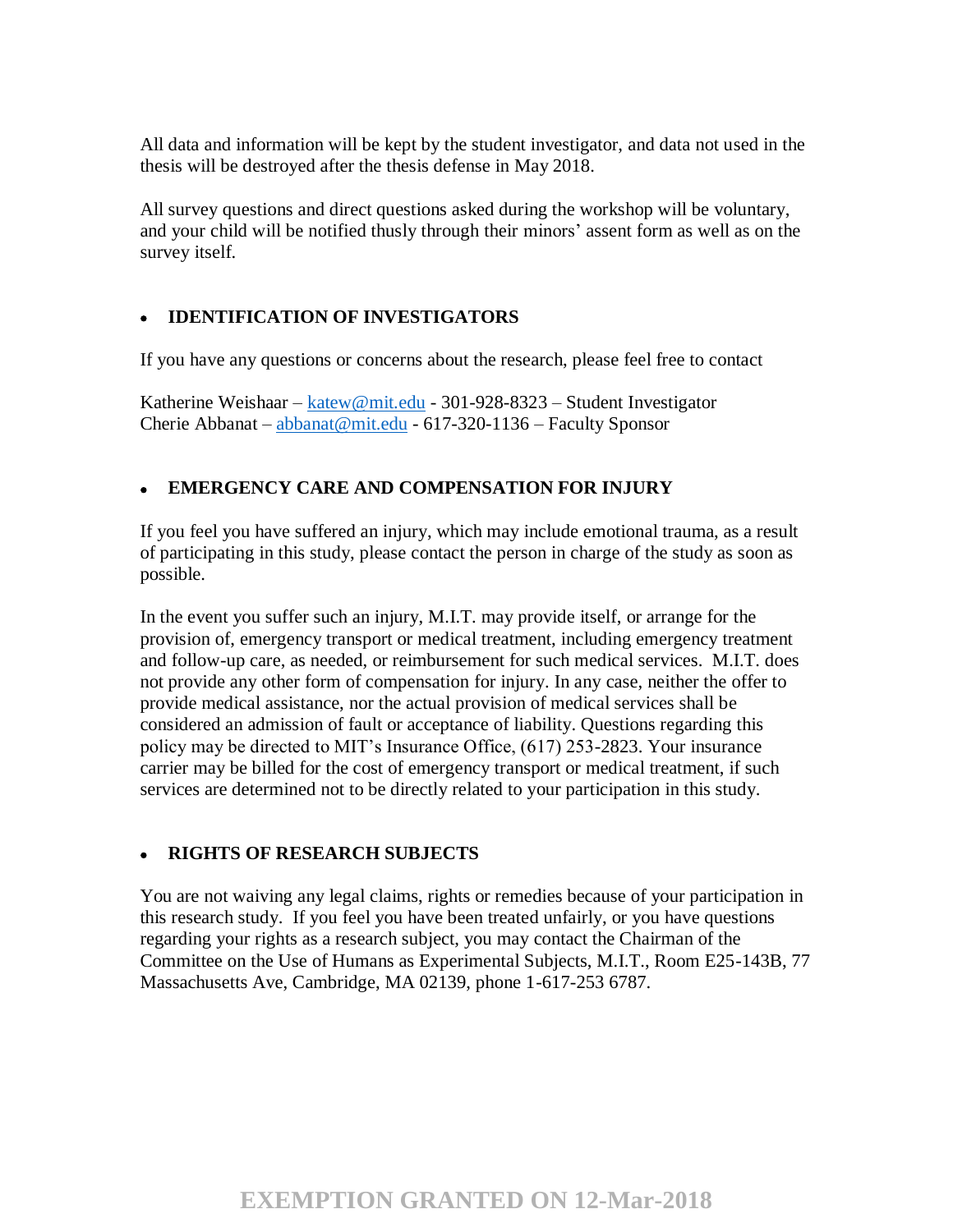All data and information will be kept by the student investigator, and data not used in the thesis will be destroyed after the thesis defense in May 2018.

All survey questions and direct questions asked during the workshop will be voluntary, and your child will be notified thusly through their minors' assent form as well as on the survey itself.

- **IDENTIFICATION OF INVESTIGATORS**

If you have any questions or concerns about the research, please feel free to contact

Katherine Weishaar – katew@mit.edu - 301-928-8323 – Student Investigator
Cherie Abbanat – abbanat@mit.edu - 617-320-1136 – Faculty Sponsor

- **EMERGENCY CARE AND COMPENSATION FOR INJURY**

If you feel you have suffered an injury, which may include emotional trauma, as a result of participating in this study, please contact the person in charge of the study as soon as possible.

In the event you suffer such an injury, M.I.T. may provide itself, or arrange for the provision of, emergency transport or medical treatment, including emergency treatment and follow-up care, as needed, or reimbursement for such medical services. M.I.T. does not provide any other form of compensation for injury. In any case, neither the offer to provide medical assistance, nor the actual provision of medical services shall be considered an admission of fault or acceptance of liability. Questions regarding this policy may be directed to MIT's Insurance Office, (617) 253-2823. Your insurance carrier may be billed for the cost of emergency transport or medical treatment, if such services are determined not to be directly related to your participation in this study.

- **RIGHTS OF RESEARCH SUBJECTS**

You are not waiving any legal claims, rights or remedies because of your participation in this research study. If you feel you have been treated unfairly, or you have questions regarding your rights as a research subject, you may contact the Chairman of the Committee on the Use of Humans as Experimental Subjects, M.I.T., Room E25-143B, 77 Massachusetts Ave, Cambridge, MA 02139, phone 1-617-253 6787.

**EXEMPTION GRANTED ON 12-Mar-2018**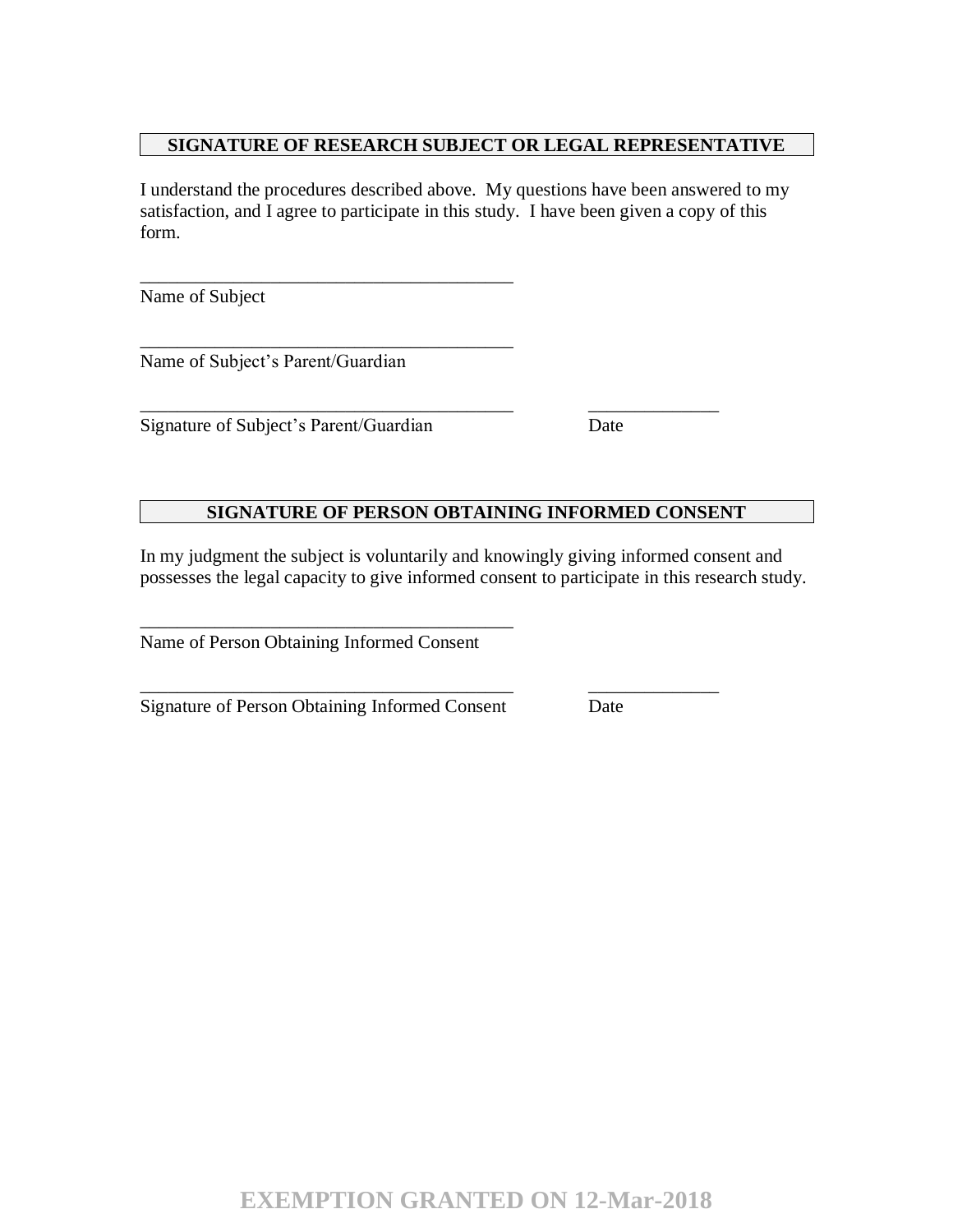**SIGNATURE OF RESEARCH SUBJECT OR LEGAL REPRESENTATIVE**

I understand the procedures described above. My questions have been answered to my satisfaction, and I agree to participate in this study. I have been given a copy of this form.

________________________________________
Name of Subject

________________________________________
Name of Subject's Parent/Guardian

________________________________________ ______________
Signature of Subject's Parent/Guardian Date

**SIGNATURE OF PERSON OBTAINING INFORMED CONSENT**

In my judgment the subject is voluntarily and knowingly giving informed consent and possesses the legal capacity to give informed consent to participate in this research study.

________________________________________
Name of Person Obtaining Informed Consent

________________________________________ ______________
Signature of Person Obtaining Informed Consent Date

**EXEMPTION GRANTED ON 12-Mar-2018**